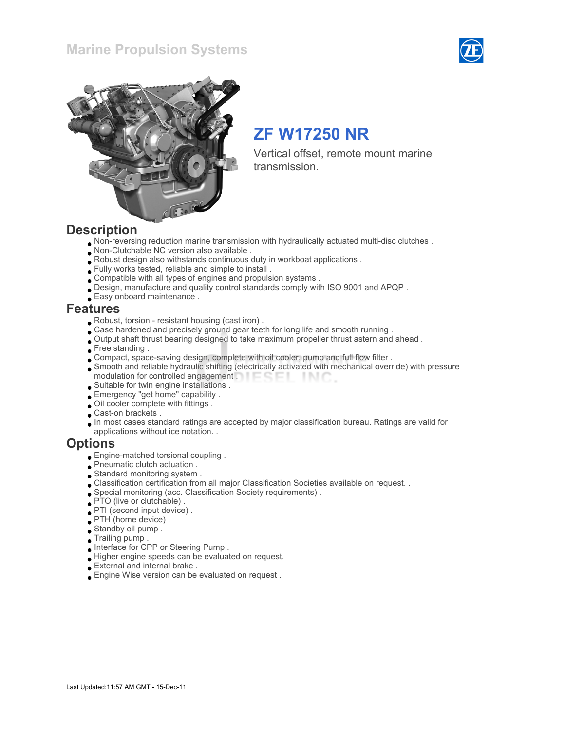# Marine Propulsion Systems

## ZF W17250 NR

Vertical offset, remote mount marine transmission.

## Description

- Non-reversing reduction marine transmission with hydraulically actuated multi-disc clutches .
- Non-Clutchable NC version also available .
- Robust design also withstands continuous duty in workboat applications .
- Fully works tested, reliable and simple to install .
- Compatible with all types of engines and propulsion systems .
- Design, manufacture and quality control standards comply with ISO 9001 and APQP .
- Easy onboard maintenance .

## Features

- Robust, torsion - resistant housing (cast iron) .
- Case hardened and precisely ground gear teeth for long life and smooth running .
- Output shaft thrust bearing designed to take maximum propeller thrust astern and ahead .
- Free standing .
- Compact, space-saving design, complete with oil cooler, pump and full flow filter .
- Smooth and reliable hydraulic shifting (electrically activated with mechanical override) with pressure modulation for controlled engagement .
- Suitable for twin engine installations .
- Emergency "get home" capability .
- Oil cooler complete with fittings .
- Cast-on brackets .
- In most cases standard ratings are accepted by major classification bureau. Ratings are valid for applications without ice notation. .

## Options

- Engine-matched torsional coupling .
- Pneumatic clutch actuation .
- Standard monitoring system .
- Classification certification from all major Classification Societies available on request. .
- Special monitoring (acc. Classification Society requirements) .
- PTO (live or clutchable) .
- PTI (second input device) .
- PTH (home device) .
- Standby oil pump .
- Trailing pump .
- Interface for CPP or Steering Pump .
- Higher engine speeds can be evaluated on request.
- External and internal brake .
- Engine Wise version can be evaluated on request .

Last Updated:11:57 AM GMT - 15-Dec-11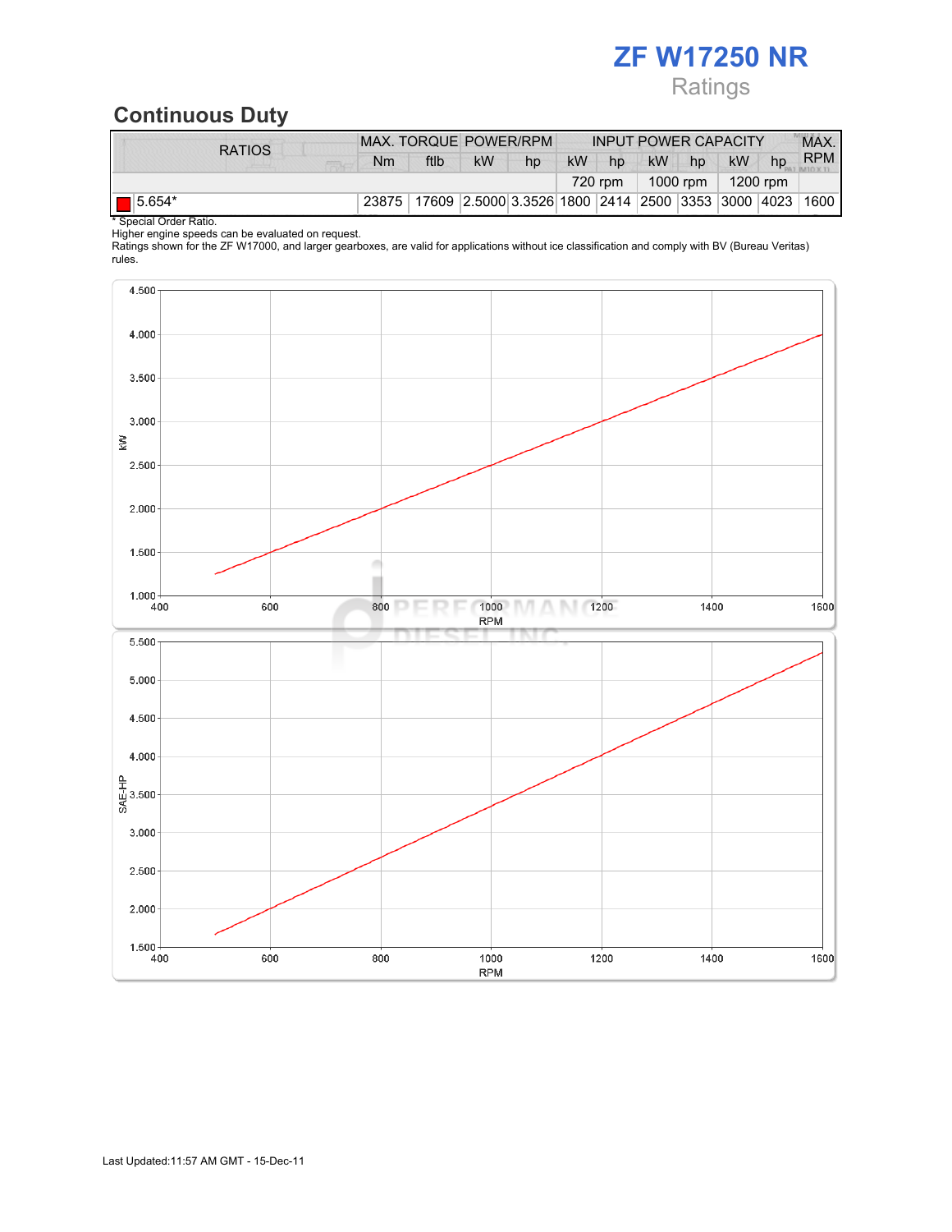# ZF W17250 NR

Ratings

## Continuous Duty

| RATIOS | MAX. TORQUE | | POWER/RPM | | INPUT POWER CAPACITY | | | | | | MAX. RPM |
|---|---|---|---|---|---|---|---|---|---|---|---|
| | Nm | ftlb | kW | hp | kW | hp | kW | hp | kW | hp | |
| | | | | | 720 rpm | | 1000 rpm | | 1200 rpm | | |
| 5.654* | 23875 | 17609 | 2.5000 | 3.3526 | 1800 | 2414 | 2500 | 3353 | 3000 | 4023 | 1600 |

* Special Order Ratio.
Higher engine speeds can be evaluated on request.
Ratings shown for the ZF W17000, and larger gearboxes, are valid for applications without ice classification and comply with BV (Bureau Veritas) rules.

Last Updated:11:57 AM GMT - 15-Dec-11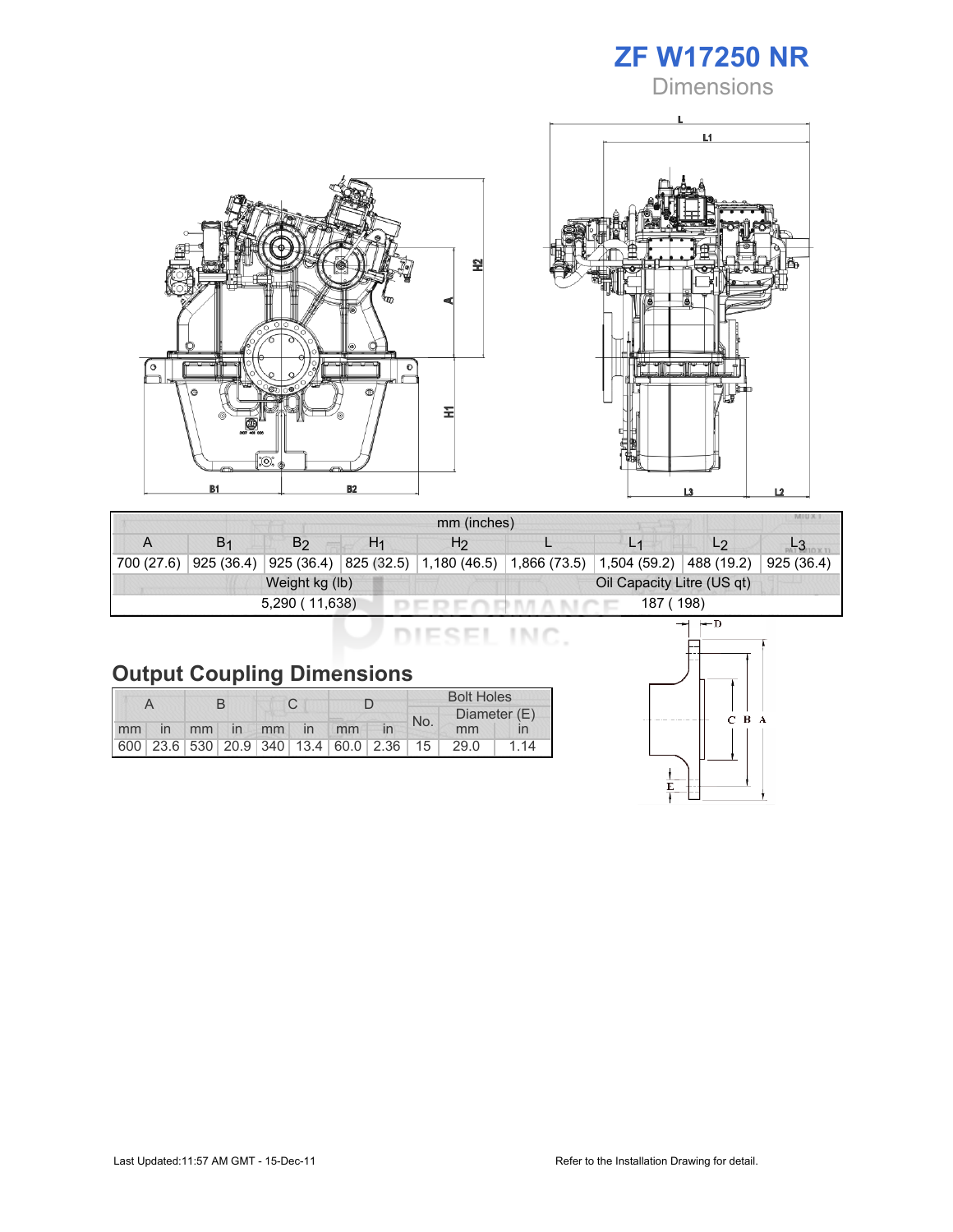# ZF W17250 NR

## Dimensions

| mm (inches) | | | | | | | | |
|---|---|---|---|---|---|---|---|---|
| A | $B_1$ | $B_2$ | $H_1$ | $H_2$ | L | $L_1$ | $L_2$ | $L_3$ |
| 700 (27.6) | 925 (36.4) | 925 (36.4) | 825 (32.5) | 1,180 (46.5) | 1,866 (73.5) | 1,504 (59.2) | 488 (19.2) | 925 (36.4) |
| Weight kg (lb) | | | | | Oil Capacity Litre (US qt) | | | |
| 5,290 ( 11,638) | | | | | 187 ( 198) | | | |

## Output Coupling Dimensions

| A | | B | | C | | D | | Bolt Holes | | |
|---|---|---|---|---|---|---|---|---|---|---|
| | | | | | | | | No. | Diameter (E) | |
| mm | in | mm | in | mm | in | mm | in | | mm | in |
| 600 | 23.6 | 530 | 20.9 | 340 | 13.4 | 60.0 | 2.36 | 15 | 29.0 | 1.14 |

Last Updated:11:57 AM GMT - 15-Dec-11

Refer to the Installation Drawing for detail.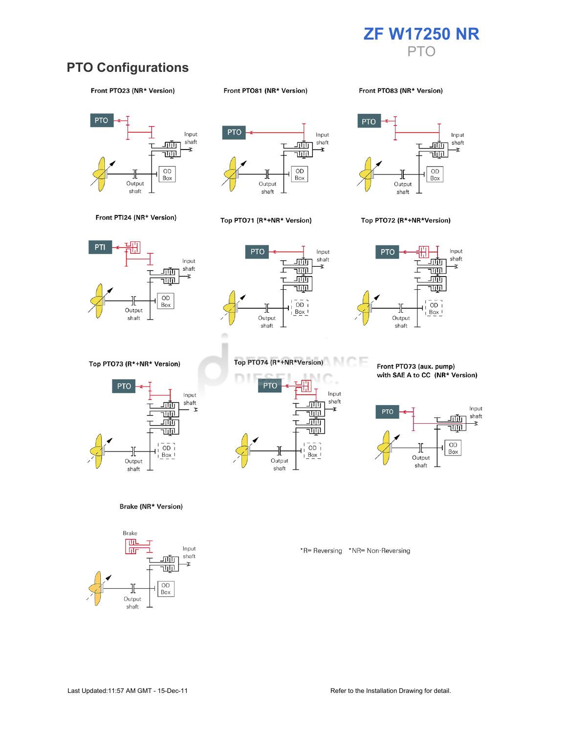# ZF W17250 NR

PTO

## PTO Configurations

**Front PTO23 (NR* Version)**

PTO

Input shaft

OD Box

Output shaft

**Front PTO81 (NR* Version)**

PTO

Input shaft

OD Box

Output shaft

**Front PTO83 (NR* Version)**

PTO

Input shaft

OD Box

Output shaft

**Front PTI24 (NR* Version)**

PTI

Input shaft

OD Box

Output shaft

**Top PTO71 (R*+NR* Version)**

PTO

Input shaft

OD Box

Output shaft

**Top PTO72 (R*+NR*Version)**

PTO

Input shaft

OD Box

Output shaft

**Top PTO73 (R*+NR* Version)**

PTO

Input shaft

OD Box

Output shaft

**Top PTO74 (R*+NR*Version)**

PTO

Input shaft

OD Box

Output shaft

**Front PTO73 (aux. pump) with SAE A to CC (NR* Version)**

PTO

Input shaft

OD Box

Output shaft

**Brake (NR* Version)**

Brake

Input shaft

OD Box

Output shaft

*R= Reversing *NR= Non-Reversing

Last Updated:11:57 AM GMT - 15-Dec-11

Refer to the Installation Drawing for detail.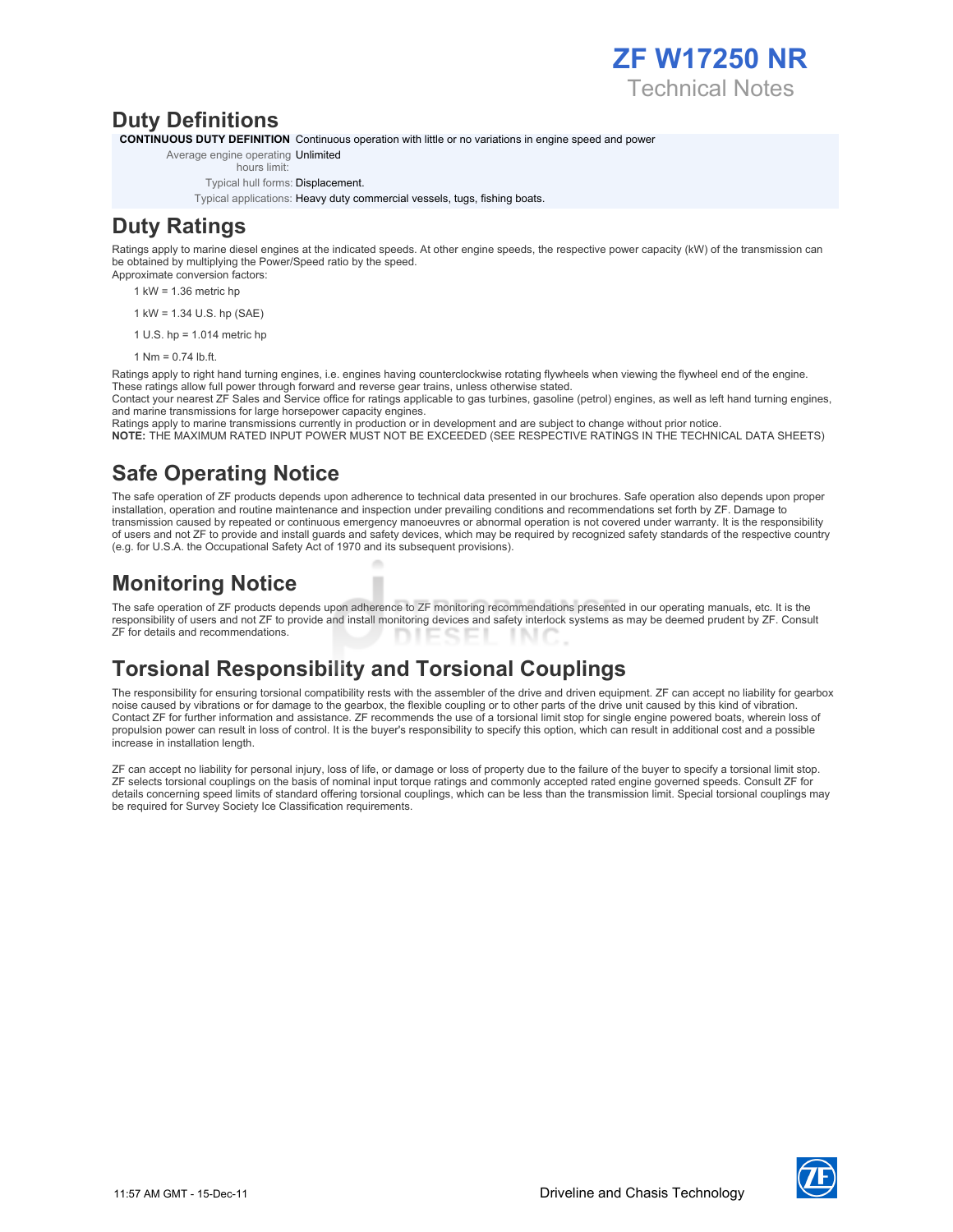# ZF W17250 NR

Technical Notes

## Duty Definitions

| | |
|---|---|
| **CONTINUOUS DUTY DEFINITION** | Continuous operation with little or no variations in engine speed and power |
| Average engine operating hours limit: | Unlimited |
| Typical hull forms: | Displacement. |
| Typical applications: | Heavy duty commercial vessels, tugs, fishing boats. |

## Duty Ratings

Ratings apply to marine diesel engines at the indicated speeds. At other engine speeds, the respective power capacity (kW) of the transmission can be obtained by multiplying the Power/Speed ratio by the speed.
Approximate conversion factors:

- 1 kW = 1.36 metric hp
- 1 kW = 1.34 U.S. hp (SAE)
- 1 U.S. hp = 1.014 metric hp
- 1 Nm = 0.74 lb.ft.

Ratings apply to right hand turning engines, i.e. engines having counterclockwise rotating flywheels when viewing the flywheel end of the engine. These ratings allow full power through forward and reverse gear trains, unless otherwise stated.
Contact your nearest ZF Sales and Service office for ratings applicable to gas turbines, gasoline (petrol) engines, as well as left hand turning engines, and marine transmissions for large horsepower capacity engines.
Ratings apply to marine transmissions currently in production or in development and are subject to change without prior notice.
**NOTE:** THE MAXIMUM RATED INPUT POWER MUST NOT BE EXCEEDED (SEE RESPECTIVE RATINGS IN THE TECHNICAL DATA SHEETS)

## Safe Operating Notice

The safe operation of ZF products depends upon adherence to technical data presented in our brochures. Safe operation also depends upon proper installation, operation and routine maintenance and inspection under prevailing conditions and recommendations set forth by ZF. Damage to transmission caused by repeated or continuous emergency manoeuvres or abnormal operation is not covered under warranty. It is the responsibility of users and not ZF to provide and install guards and safety devices, which may be required by recognized safety standards of the respective country (e.g. for U.S.A. the Occupational Safety Act of 1970 and its subsequent provisions).

## Monitoring Notice

The safe operation of ZF products depends upon adherence to ZF monitoring recommendations presented in our operating manuals, etc. It is the responsibility of users and not ZF to provide and install monitoring devices and safety interlock systems as may be deemed prudent by ZF. Consult ZF for details and recommendations.

## Torsional Responsibility and Torsional Couplings

The responsibility for ensuring torsional compatibility rests with the assembler of the drive and driven equipment. ZF can accept no liability for gearbox noise caused by vibrations or for damage to the gearbox, the flexible coupling or to other parts of the drive unit caused by this kind of vibration. Contact ZF for further information and assistance. ZF recommends the use of a torsional limit stop for single engine powered boats, wherein loss of propulsion power can result in loss of control. It is the buyer's responsibility to specify this option, which can result in additional cost and a possible increase in installation length.

ZF can accept no liability for personal injury, loss of life, or damage or loss of property due to the failure of the buyer to specify a torsional limit stop. ZF selects torsional couplings on the basis of nominal input torque ratings and commonly accepted rated engine governed speeds. Consult ZF for details concerning speed limits of standard offering torsional couplings, which can be less than the transmission limit. Special torsional couplings may be required for Survey Society Ice Classification requirements.

11:57 AM GMT - 15-Dec-11

Driveline and Chasis Technology